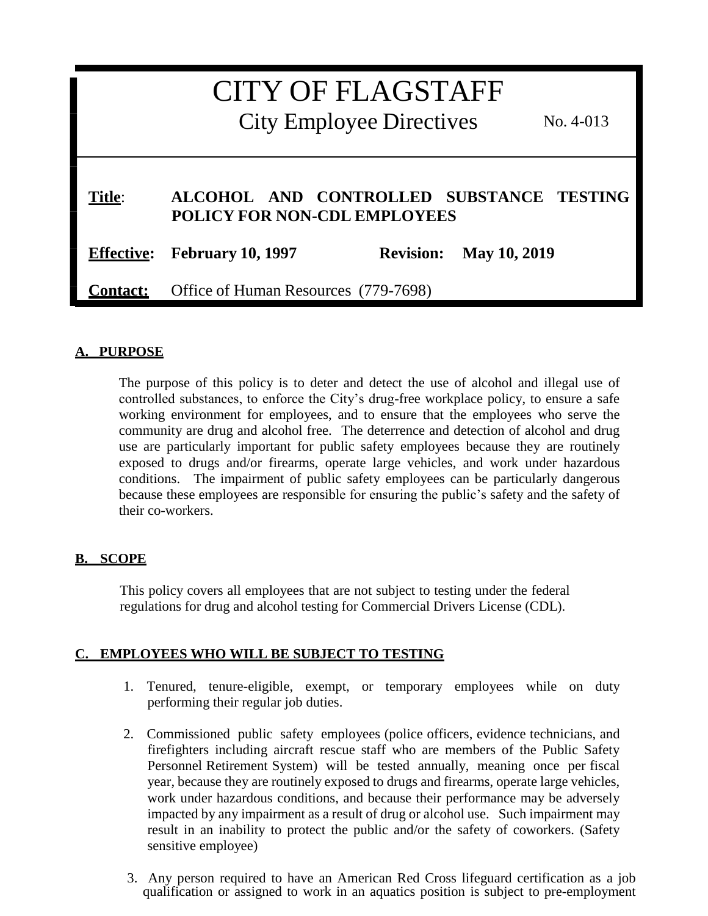# CITY OF FLAGSTAFF

## City Employee Directives

No. 4-013

**Title**: **ALCOHOL AND CONTROLLED SUBSTANCE TESTING POLICY FOR NON-CDL EMPLOYEES**

**Effective: February 10, 1997** **Revision: May 10, 2019**

**Contact:** Office of Human Resources (779-7698)

### A. PURPOSE

The purpose of this policy is to deter and detect the use of alcohol and illegal use of controlled substances, to enforce the City's drug-free workplace policy, to ensure a safe working environment for employees, and to ensure that the employees who serve the community are drug and alcohol free. The deterrence and detection of alcohol and drug use are particularly important for public safety employees because they are routinely exposed to drugs and/or firearms, operate large vehicles, and work under hazardous conditions. The impairment of public safety employees can be particularly dangerous because these employees are responsible for ensuring the public's safety and the safety of their co-workers.

### B. SCOPE

This policy covers all employees that are not subject to testing under the federal regulations for drug and alcohol testing for Commercial Drivers License (CDL).

### C. EMPLOYEES WHO WILL BE SUBJECT TO TESTING

1. Tenured, tenure-eligible, exempt, or temporary employees while on duty performing their regular job duties.

2. Commissioned public safety employees (police officers, evidence technicians, and firefighters including aircraft rescue staff who are members of the Public Safety Personnel Retirement System) will be tested annually, meaning once per fiscal year, because they are routinely exposed to drugs and firearms, operate large vehicles, work under hazardous conditions, and because their performance may be adversely impacted by any impairment as a result of drug or alcohol use. Such impairment may result in an inability to protect the public and/or the safety of coworkers. (Safety sensitive employee)

3. Any person required to have an American Red Cross lifeguard certification as a job qualification or assigned to work in an aquatics position is subject to pre-employment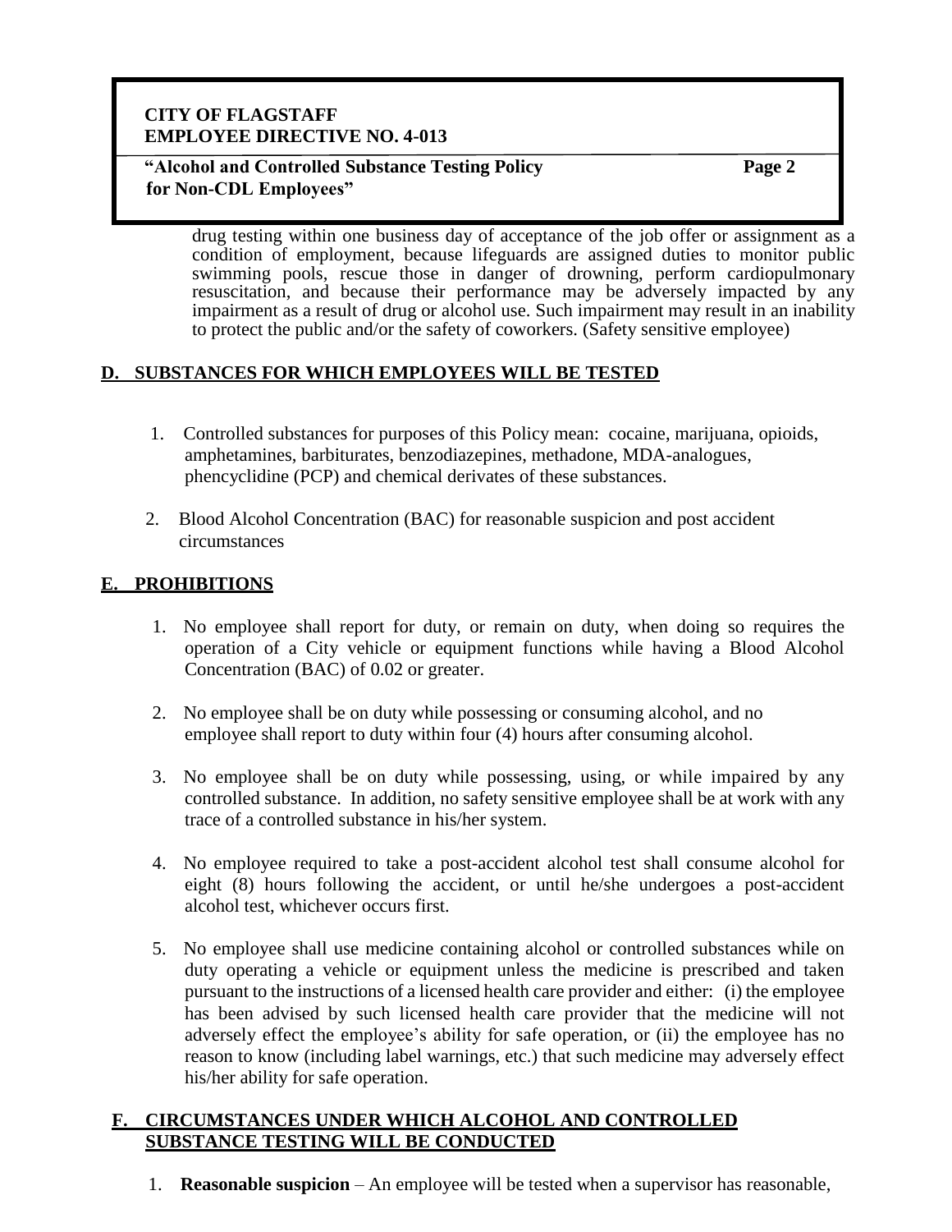drug testing within one business day of acceptance of the job offer or assignment as a condition of employment, because lifeguards are assigned duties to monitor public swimming pools, rescue those in danger of drowning, perform cardiopulmonary resuscitation, and because their performance may be adversely impacted by any impairment as a result of drug or alcohol use. Such impairment may result in an inability to protect the public and/or the safety of coworkers. (Safety sensitive employee)

## D. SUBSTANCES FOR WHICH EMPLOYEES WILL BE TESTED

1. Controlled substances for purposes of this Policy mean: cocaine, marijuana, opioids, amphetamines, barbiturates, benzodiazepines, methadone, MDA-analogues, phencyclidine (PCP) and chemical derivates of these substances.

2. Blood Alcohol Concentration (BAC) for reasonable suspicion and post accident circumstances

## E. PROHIBITIONS

1. No employee shall report for duty, or remain on duty, when doing so requires the operation of a City vehicle or equipment functions while having a Blood Alcohol Concentration (BAC) of 0.02 or greater.

2. No employee shall be on duty while possessing or consuming alcohol, and no employee shall report to duty within four (4) hours after consuming alcohol.

3. No employee shall be on duty while possessing, using, or while impaired by any controlled substance. In addition, no safety sensitive employee shall be at work with any trace of a controlled substance in his/her system.

4. No employee required to take a post-accident alcohol test shall consume alcohol for eight (8) hours following the accident, or until he/she undergoes a post-accident alcohol test, whichever occurs first.

5. No employee shall use medicine containing alcohol or controlled substances while on duty operating a vehicle or equipment unless the medicine is prescribed and taken pursuant to the instructions of a licensed health care provider and either: (i) the employee has been advised by such licensed health care provider that the medicine will not adversely effect the employee's ability for safe operation, or (ii) the employee has no reason to know (including label warnings, etc.) that such medicine may adversely effect his/her ability for safe operation.

## F. CIRCUMSTANCES UNDER WHICH ALCOHOL AND CONTROLLED SUBSTANCE TESTING WILL BE CONDUCTED

1. **Reasonable suspicion** – An employee will be tested when a supervisor has reasonable,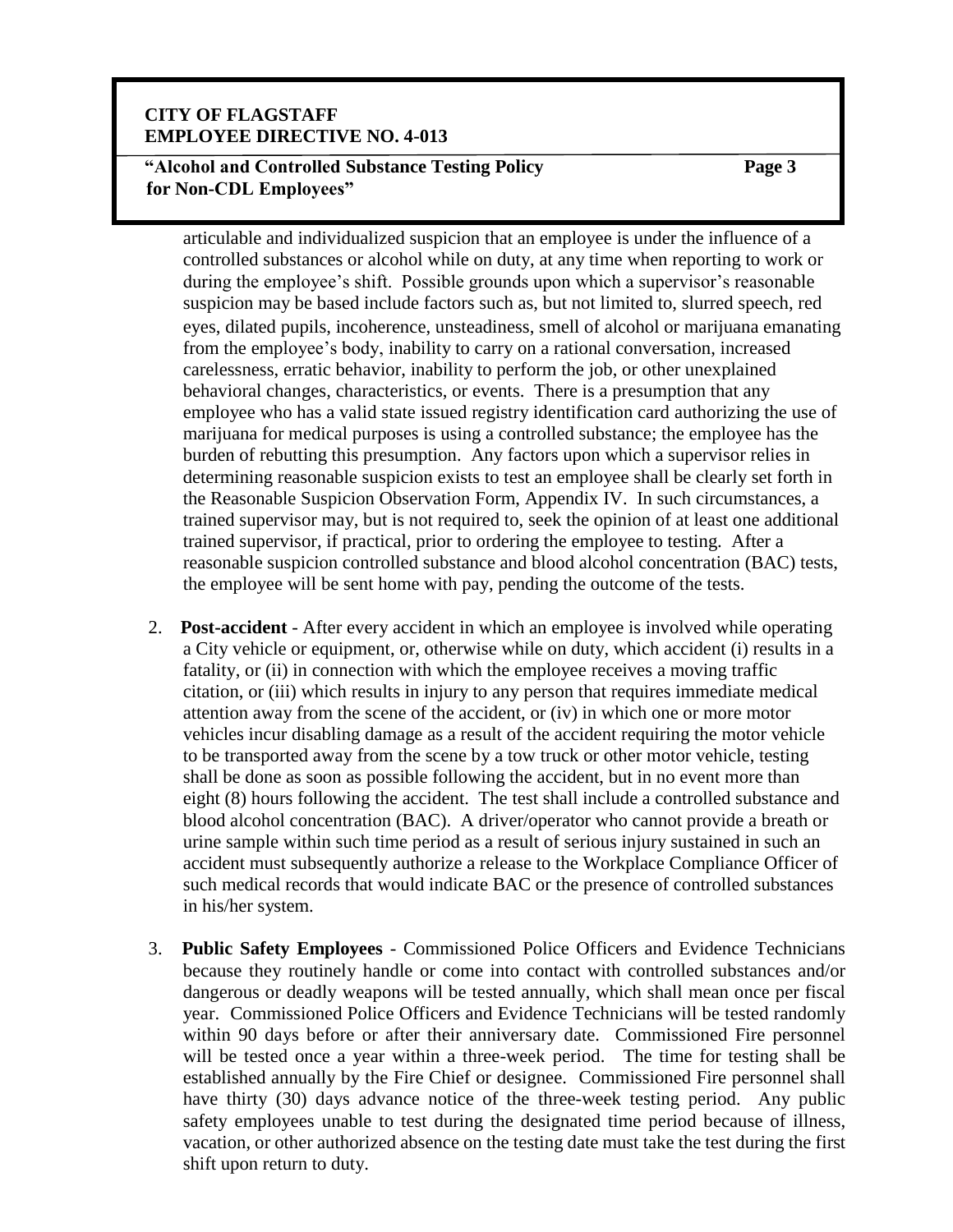articulable and individualized suspicion that an employee is under the influence of a controlled substances or alcohol while on duty, at any time when reporting to work or during the employee's shift. Possible grounds upon which a supervisor's reasonable suspicion may be based include factors such as, but not limited to, slurred speech, red eyes, dilated pupils, incoherence, unsteadiness, smell of alcohol or marijuana emanating from the employee's body, inability to carry on a rational conversation, increased carelessness, erratic behavior, inability to perform the job, or other unexplained behavioral changes, characteristics, or events. There is a presumption that any employee who has a valid state issued registry identification card authorizing the use of marijuana for medical purposes is using a controlled substance; the employee has the burden of rebutting this presumption. Any factors upon which a supervisor relies in determining reasonable suspicion exists to test an employee shall be clearly set forth in the Reasonable Suspicion Observation Form, Appendix IV. In such circumstances, a trained supervisor may, but is not required to, seek the opinion of at least one additional trained supervisor, if practical, prior to ordering the employee to testing. After a reasonable suspicion controlled substance and blood alcohol concentration (BAC) tests, the employee will be sent home with pay, pending the outcome of the tests.

2. **Post-accident** - After every accident in which an employee is involved while operating a City vehicle or equipment, or, otherwise while on duty, which accident (i) results in a fatality, or (ii) in connection with which the employee receives a moving traffic citation, or (iii) which results in injury to any person that requires immediate medical attention away from the scene of the accident, or (iv) in which one or more motor vehicles incur disabling damage as a result of the accident requiring the motor vehicle to be transported away from the scene by a tow truck or other motor vehicle, testing shall be done as soon as possible following the accident, but in no event more than eight (8) hours following the accident. The test shall include a controlled substance and blood alcohol concentration (BAC). A driver/operator who cannot provide a breath or urine sample within such time period as a result of serious injury sustained in such an accident must subsequently authorize a release to the Workplace Compliance Officer of such medical records that would indicate BAC or the presence of controlled substances in his/her system.

3. **Public Safety Employees** - Commissioned Police Officers and Evidence Technicians because they routinely handle or come into contact with controlled substances and/or dangerous or deadly weapons will be tested annually, which shall mean once per fiscal year. Commissioned Police Officers and Evidence Technicians will be tested randomly within 90 days before or after their anniversary date. Commissioned Fire personnel will be tested once a year within a three-week period. The time for testing shall be established annually by the Fire Chief or designee. Commissioned Fire personnel shall have thirty (30) days advance notice of the three-week testing period. Any public safety employees unable to test during the designated time period because of illness, vacation, or other authorized absence on the testing date must take the test during the first shift upon return to duty.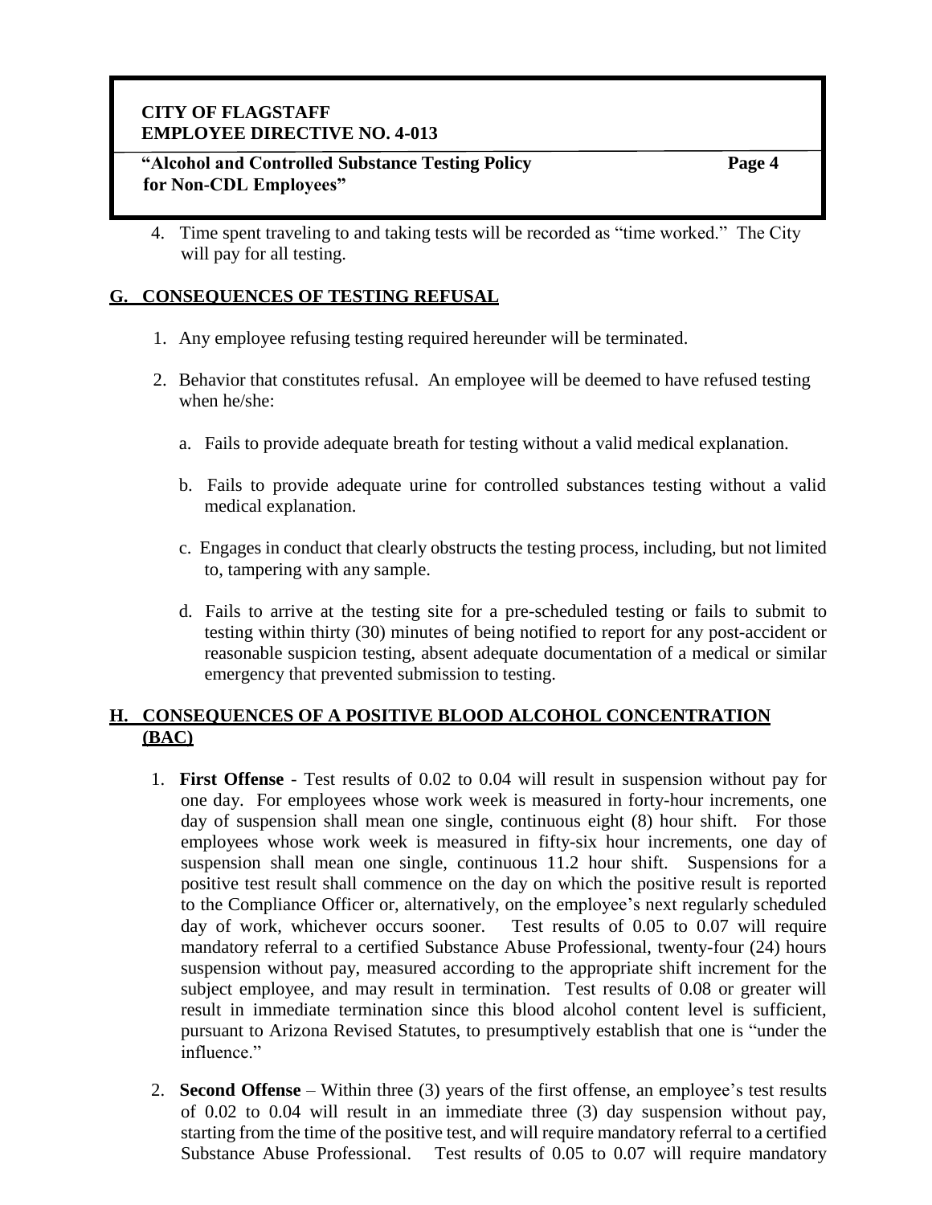4. Time spent traveling to and taking tests will be recorded as "time worked." The City will pay for all testing.

## G. CONSEQUENCES OF TESTING REFUSAL

1. Any employee refusing testing required hereunder will be terminated.

2. Behavior that constitutes refusal. An employee will be deemed to have refused testing when he/she:

   a. Fails to provide adequate breath for testing without a valid medical explanation.

   b. Fails to provide adequate urine for controlled substances testing without a valid medical explanation.

   c. Engages in conduct that clearly obstructs the testing process, including, but not limited to, tampering with any sample.

   d. Fails to arrive at the testing site for a pre-scheduled testing or fails to submit to testing within thirty (30) minutes of being notified to report for any post-accident or reasonable suspicion testing, absent adequate documentation of a medical or similar emergency that prevented submission to testing.

## H. CONSEQUENCES OF A POSITIVE BLOOD ALCOHOL CONCENTRATION (BAC)

1. **First Offense** - Test results of 0.02 to 0.04 will result in suspension without pay for one day. For employees whose work week is measured in forty-hour increments, one day of suspension shall mean one single, continuous eight (8) hour shift. For those employees whose work week is measured in fifty-six hour increments, one day of suspension shall mean one single, continuous 11.2 hour shift. Suspensions for a positive test result shall commence on the day on which the positive result is reported to the Compliance Officer or, alternatively, on the employee's next regularly scheduled day of work, whichever occurs sooner. Test results of 0.05 to 0.07 will require mandatory referral to a certified Substance Abuse Professional, twenty-four (24) hours suspension without pay, measured according to the appropriate shift increment for the subject employee, and may result in termination. Test results of 0.08 or greater will result in immediate termination since this blood alcohol content level is sufficient, pursuant to Arizona Revised Statutes, to presumptively establish that one is "under the influence."

2. **Second Offense** – Within three (3) years of the first offense, an employee's test results of 0.02 to 0.04 will result in an immediate three (3) day suspension without pay, starting from the time of the positive test, and will require mandatory referral to a certified Substance Abuse Professional. Test results of 0.05 to 0.07 will require mandatory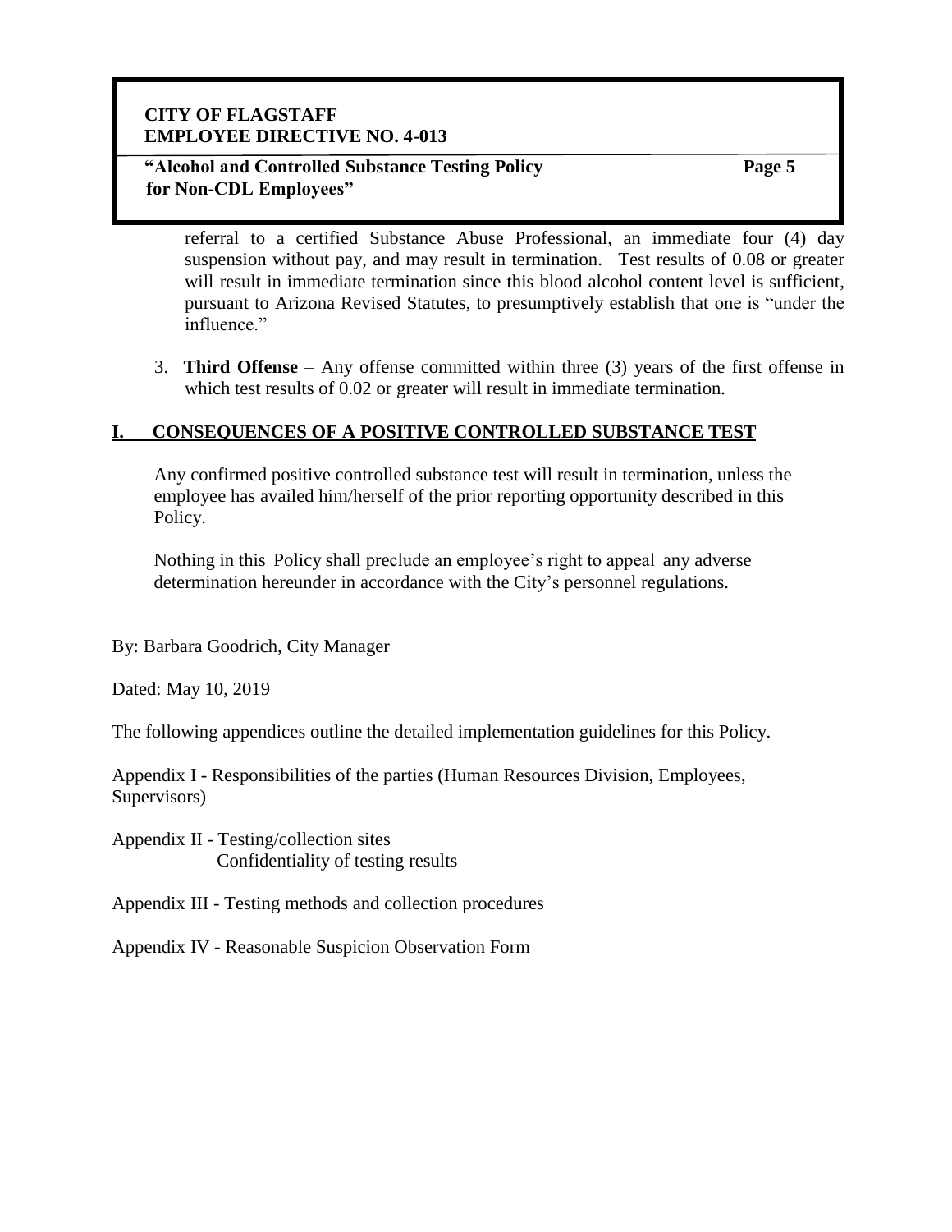referral to a certified Substance Abuse Professional, an immediate four (4) day suspension without pay, and may result in termination. Test results of 0.08 or greater will result in immediate termination since this blood alcohol content level is sufficient, pursuant to Arizona Revised Statutes, to presumptively establish that one is "under the influence."

3. **Third Offense** – Any offense committed within three (3) years of the first offense in which test results of 0.02 or greater will result in immediate termination.

## I. CONSEQUENCES OF A POSITIVE CONTROLLED SUBSTANCE TEST

Any confirmed positive controlled substance test will result in termination, unless the employee has availed him/herself of the prior reporting opportunity described in this Policy.

Nothing in this Policy shall preclude an employee's right to appeal any adverse determination hereunder in accordance with the City's personnel regulations.

By: Barbara Goodrich, City Manager

Dated: May 10, 2019

The following appendices outline the detailed implementation guidelines for this Policy.

Appendix I - Responsibilities of the parties (Human Resources Division, Employees, Supervisors)

Appendix II - Testing/collection sites
Confidentiality of testing results

Appendix III - Testing methods and collection procedures

Appendix IV - Reasonable Suspicion Observation Form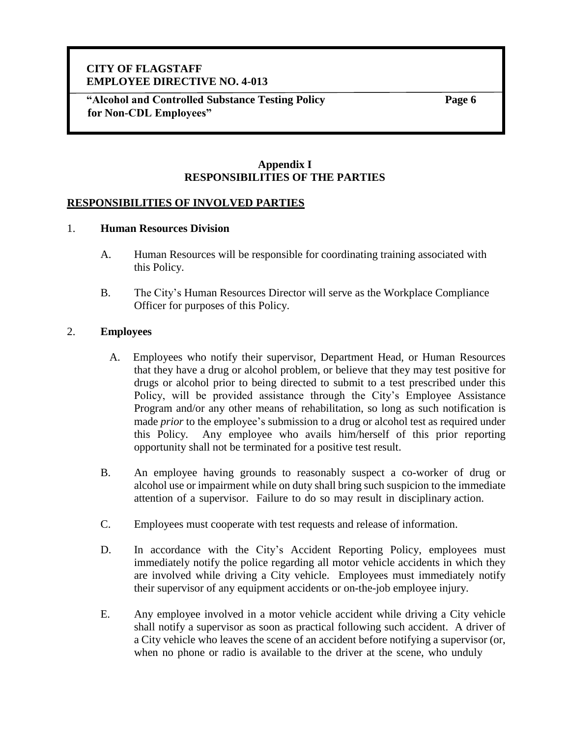## Appendix I
## RESPONSIBILITIES OF THE PARTIES

**RESPONSIBILITIES OF INVOLVED PARTIES**

1. **Human Resources Division**

   A. Human Resources will be responsible for coordinating training associated with this Policy.

   B. The City's Human Resources Director will serve as the Workplace Compliance Officer for purposes of this Policy.

2. **Employees**

   A. Employees who notify their supervisor, Department Head, or Human Resources that they have a drug or alcohol problem, or believe that they may test positive for drugs or alcohol prior to being directed to submit to a test prescribed under this Policy, will be provided assistance through the City's Employee Assistance Program and/or any other means of rehabilitation, so long as such notification is made *prior* to the employee's submission to a drug or alcohol test as required under this Policy. Any employee who avails him/herself of this prior reporting opportunity shall not be terminated for a positive test result.

   B. An employee having grounds to reasonably suspect a co-worker of drug or alcohol use or impairment while on duty shall bring such suspicion to the immediate attention of a supervisor. Failure to do so may result in disciplinary action.

   C. Employees must cooperate with test requests and release of information.

   D. In accordance with the City's Accident Reporting Policy, employees must immediately notify the police regarding all motor vehicle accidents in which they are involved while driving a City vehicle. Employees must immediately notify their supervisor of any equipment accidents or on-the-job employee injury.

   E. Any employee involved in a motor vehicle accident while driving a City vehicle shall notify a supervisor as soon as practical following such accident. A driver of a City vehicle who leaves the scene of an accident before notifying a supervisor (or, when no phone or radio is available to the driver at the scene, who unduly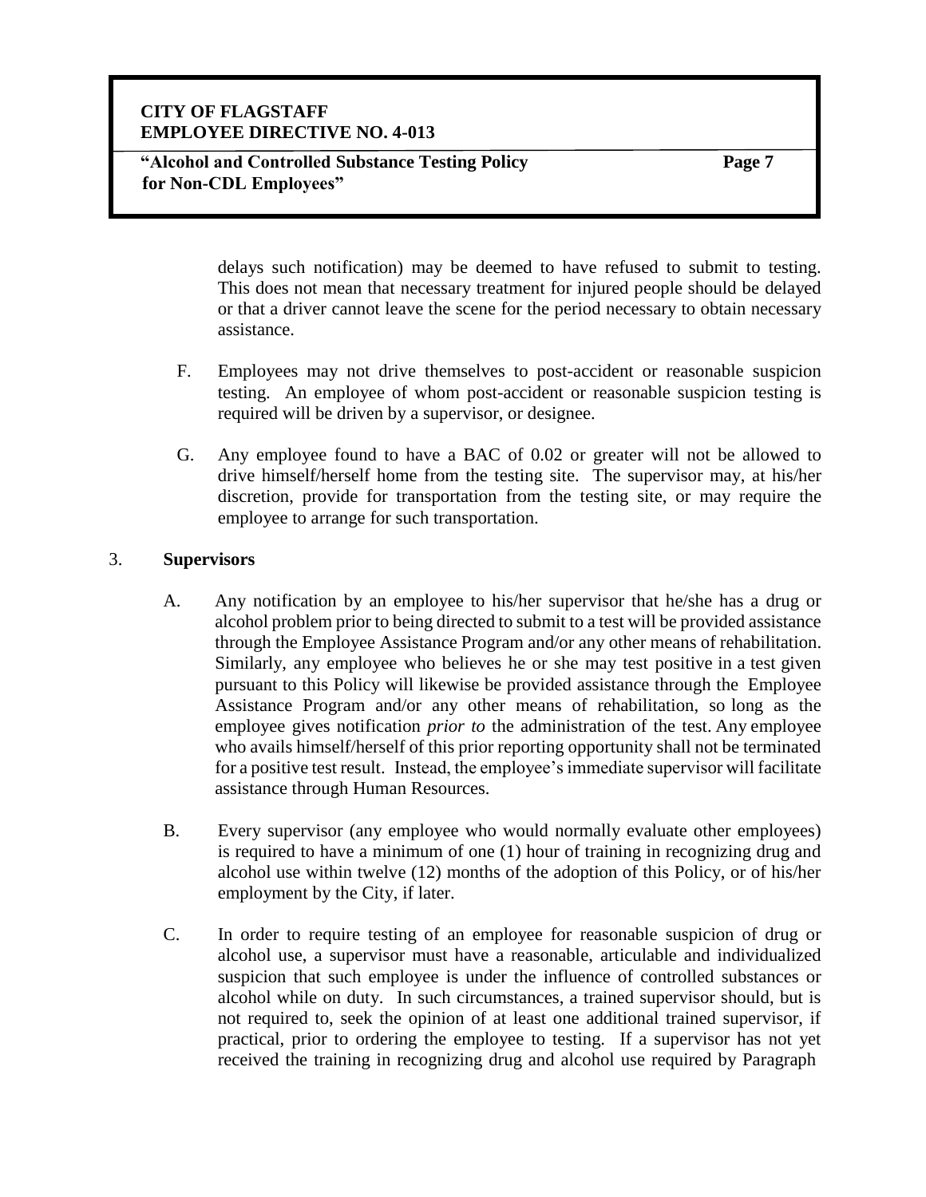delays such notification) may be deemed to have refused to submit to testing. This does not mean that necessary treatment for injured people should be delayed or that a driver cannot leave the scene for the period necessary to obtain necessary assistance.

F. Employees may not drive themselves to post-accident or reasonable suspicion testing. An employee of whom post-accident or reasonable suspicion testing is required will be driven by a supervisor, or designee.

G. Any employee found to have a BAC of 0.02 or greater will not be allowed to drive himself/herself home from the testing site. The supervisor may, at his/her discretion, provide for transportation from the testing site, or may require the employee to arrange for such transportation.

3. **Supervisors**

A. Any notification by an employee to his/her supervisor that he/she has a drug or alcohol problem prior to being directed to submit to a test will be provided assistance through the Employee Assistance Program and/or any other means of rehabilitation. Similarly, any employee who believes he or she may test positive in a test given pursuant to this Policy will likewise be provided assistance through the Employee Assistance Program and/or any other means of rehabilitation, so long as the employee gives notification *prior to* the administration of the test. Any employee who avails himself/herself of this prior reporting opportunity shall not be terminated for a positive test result. Instead, the employee's immediate supervisor will facilitate assistance through Human Resources.

B. Every supervisor (any employee who would normally evaluate other employees) is required to have a minimum of one (1) hour of training in recognizing drug and alcohol use within twelve (12) months of the adoption of this Policy, or of his/her employment by the City, if later.

C. In order to require testing of an employee for reasonable suspicion of drug or alcohol use, a supervisor must have a reasonable, articulable and individualized suspicion that such employee is under the influence of controlled substances or alcohol while on duty. In such circumstances, a trained supervisor should, but is not required to, seek the opinion of at least one additional trained supervisor, if practical, prior to ordering the employee to testing. If a supervisor has not yet received the training in recognizing drug and alcohol use required by Paragraph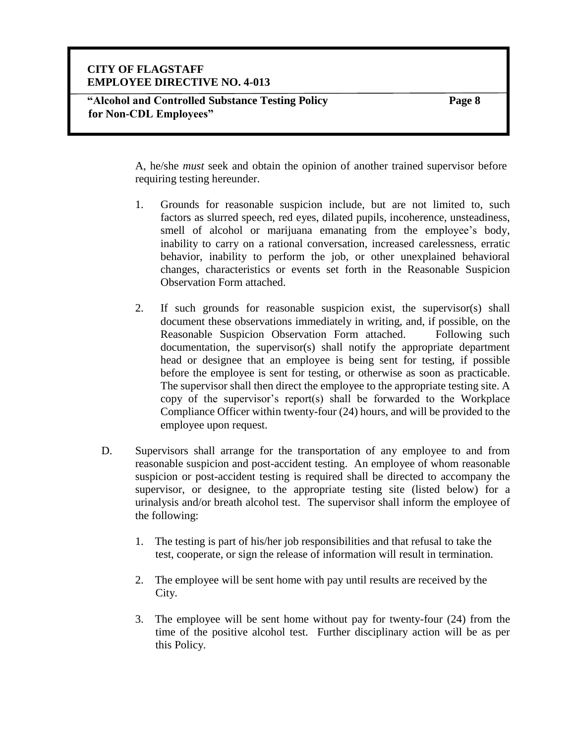A, he/she *must* seek and obtain the opinion of another trained supervisor before requiring testing hereunder.

1. Grounds for reasonable suspicion include, but are not limited to, such factors as slurred speech, red eyes, dilated pupils, incoherence, unsteadiness, smell of alcohol or marijuana emanating from the employee's body, inability to carry on a rational conversation, increased carelessness, erratic behavior, inability to perform the job, or other unexplained behavioral changes, characteristics or events set forth in the Reasonable Suspicion Observation Form attached.

2. If such grounds for reasonable suspicion exist, the supervisor(s) shall document these observations immediately in writing, and, if possible, on the Reasonable Suspicion Observation Form attached. Following such documentation, the supervisor(s) shall notify the appropriate department head or designee that an employee is being sent for testing, if possible before the employee is sent for testing, or otherwise as soon as practicable. The supervisor shall then direct the employee to the appropriate testing site. A copy of the supervisor's report(s) shall be forwarded to the Workplace Compliance Officer within twenty-four (24) hours, and will be provided to the employee upon request.

D. Supervisors shall arrange for the transportation of any employee to and from reasonable suspicion and post-accident testing. An employee of whom reasonable suspicion or post-accident testing is required shall be directed to accompany the supervisor, or designee, to the appropriate testing site (listed below) for a urinalysis and/or breath alcohol test. The supervisor shall inform the employee of the following:

   1. The testing is part of his/her job responsibilities and that refusal to take the test, cooperate, or sign the release of information will result in termination.

   2. The employee will be sent home with pay until results are received by the City.

   3. The employee will be sent home without pay for twenty-four (24) from the time of the positive alcohol test. Further disciplinary action will be as per this Policy.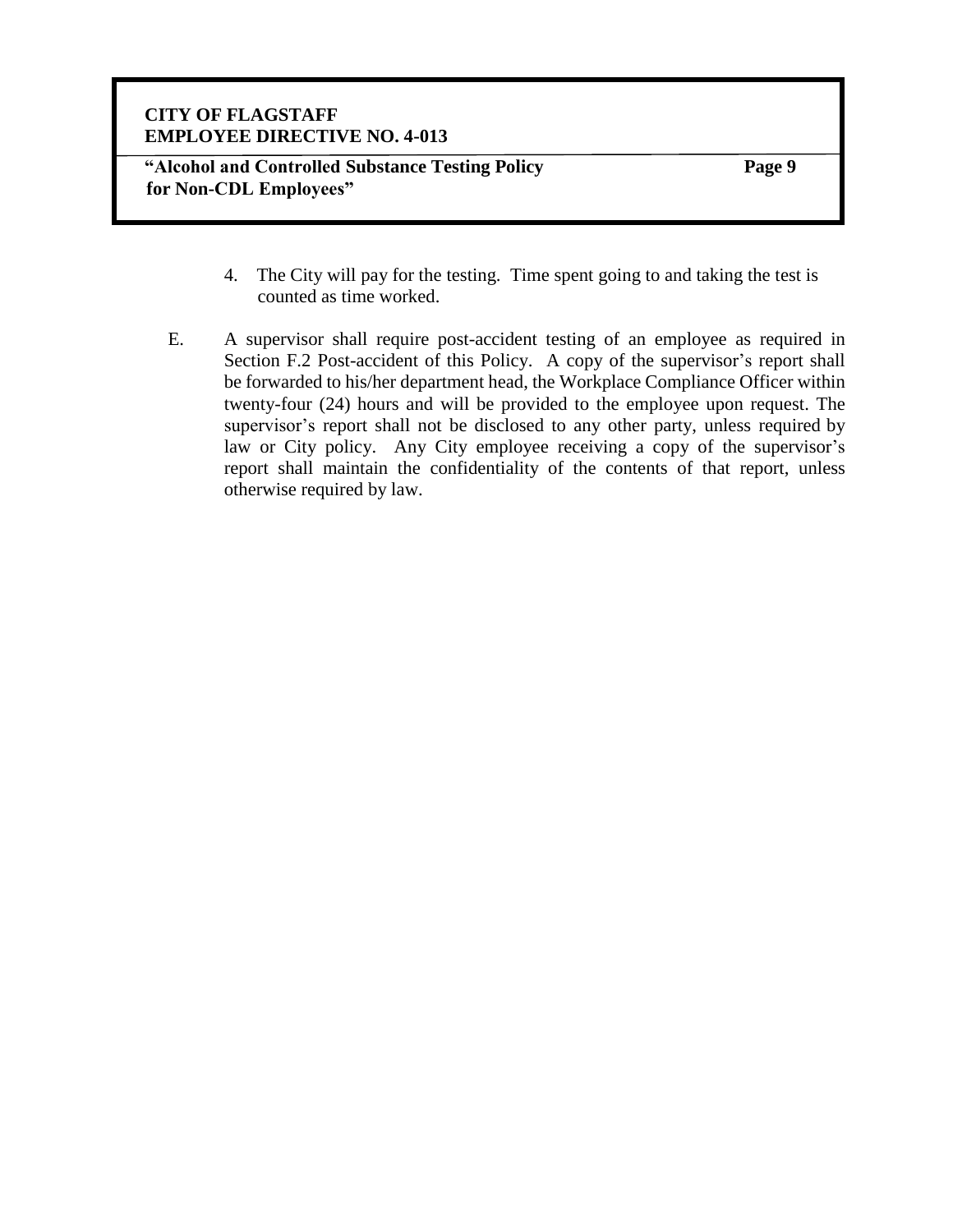4. The City will pay for the testing. Time spent going to and taking the test is counted as time worked.

E. A supervisor shall require post-accident testing of an employee as required in Section F.2 Post-accident of this Policy. A copy of the supervisor's report shall be forwarded to his/her department head, the Workplace Compliance Officer within twenty-four (24) hours and will be provided to the employee upon request. The supervisor's report shall not be disclosed to any other party, unless required by law or City policy. Any City employee receiving a copy of the supervisor's report shall maintain the confidentiality of the contents of that report, unless otherwise required by law.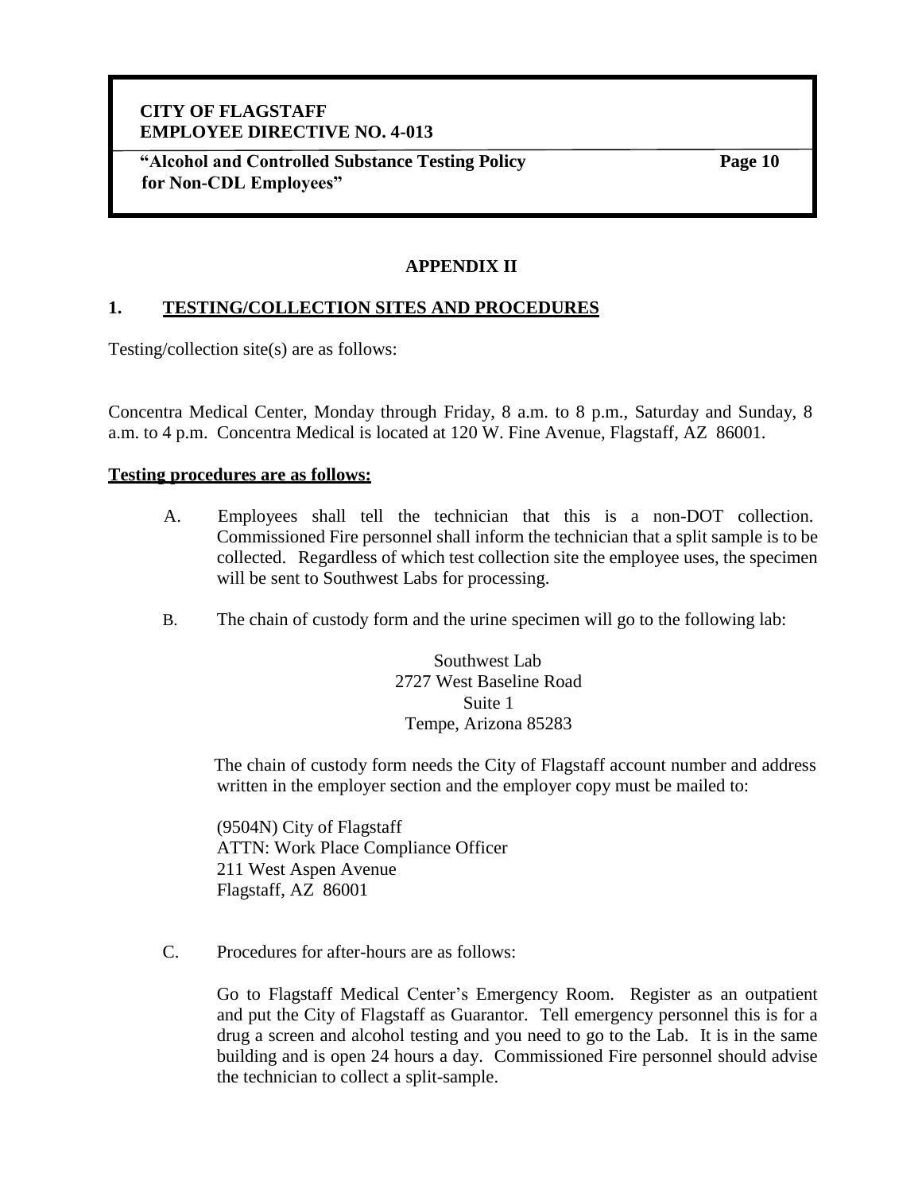## APPENDIX II

### 1. TESTING/COLLECTION SITES AND PROCEDURES

Testing/collection site(s) are as follows:

Concentra Medical Center, Monday through Friday, 8 a.m. to 8 p.m., Saturday and Sunday, 8 a.m. to 4 p.m. Concentra Medical is located at 120 W. Fine Avenue, Flagstaff, AZ 86001.

**Testing procedures are as follows:**

A. Employees shall tell the technician that this is a non-DOT collection. Commissioned Fire personnel shall inform the technician that a split sample is to be collected. Regardless of which test collection site the employee uses, the specimen will be sent to Southwest Labs for processing.

B. The chain of custody form and the urine specimen will go to the following lab:

Southwest Lab
2727 West Baseline Road
Suite 1
Tempe, Arizona 85283

The chain of custody form needs the City of Flagstaff account number and address written in the employer section and the employer copy must be mailed to:

(9504N) City of Flagstaff
ATTN: Work Place Compliance Officer
211 West Aspen Avenue
Flagstaff, AZ 86001

C. Procedures for after-hours are as follows:

Go to Flagstaff Medical Center's Emergency Room. Register as an outpatient and put the City of Flagstaff as Guarantor. Tell emergency personnel this is for a drug a screen and alcohol testing and you need to go to the Lab. It is in the same building and is open 24 hours a day. Commissioned Fire personnel should advise the technician to collect a split-sample.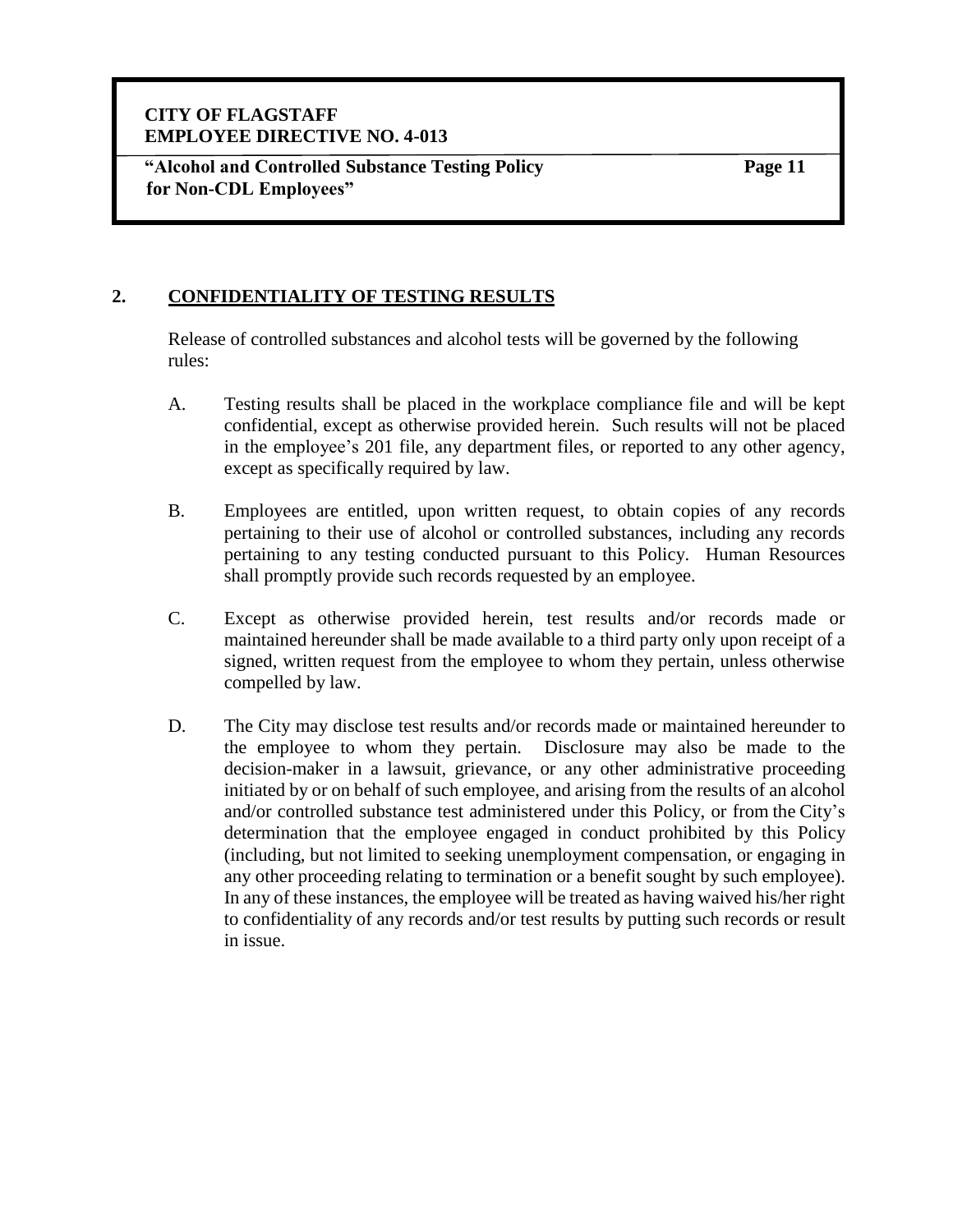## 2. CONFIDENTIALITY OF TESTING RESULTS

Release of controlled substances and alcohol tests will be governed by the following rules:

A. Testing results shall be placed in the workplace compliance file and will be kept confidential, except as otherwise provided herein. Such results will not be placed in the employee's 201 file, any department files, or reported to any other agency, except as specifically required by law.

B. Employees are entitled, upon written request, to obtain copies of any records pertaining to their use of alcohol or controlled substances, including any records pertaining to any testing conducted pursuant to this Policy. Human Resources shall promptly provide such records requested by an employee.

C. Except as otherwise provided herein, test results and/or records made or maintained hereunder shall be made available to a third party only upon receipt of a signed, written request from the employee to whom they pertain, unless otherwise compelled by law.

D. The City may disclose test results and/or records made or maintained hereunder to the employee to whom they pertain. Disclosure may also be made to the decision-maker in a lawsuit, grievance, or any other administrative proceeding initiated by or on behalf of such employee, and arising from the results of an alcohol and/or controlled substance test administered under this Policy, or from the City's determination that the employee engaged in conduct prohibited by this Policy (including, but not limited to seeking unemployment compensation, or engaging in any other proceeding relating to termination or a benefit sought by such employee). In any of these instances, the employee will be treated as having waived his/her right to confidentiality of any records and/or test results by putting such records or result in issue.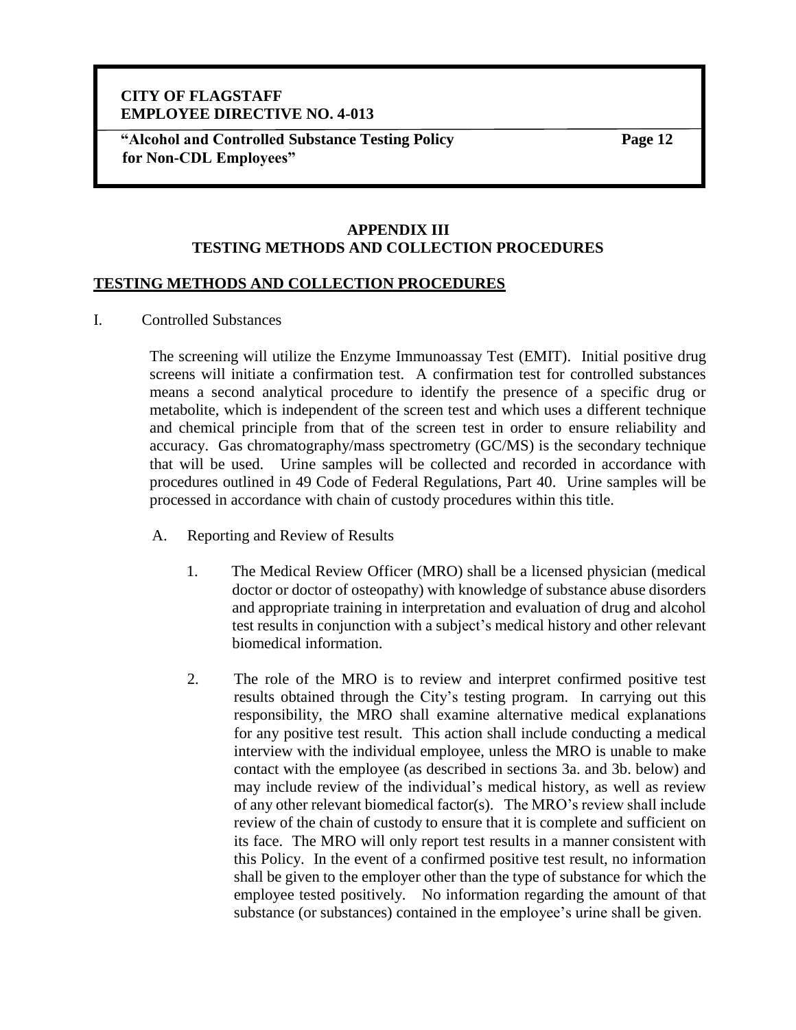## APPENDIX III
## TESTING METHODS AND COLLECTION PROCEDURES

**TESTING METHODS AND COLLECTION PROCEDURES**

I. Controlled Substances

The screening will utilize the Enzyme Immunoassay Test (EMIT). Initial positive drug screens will initiate a confirmation test. A confirmation test for controlled substances means a second analytical procedure to identify the presence of a specific drug or metabolite, which is independent of the screen test and which uses a different technique and chemical principle from that of the screen test in order to ensure reliability and accuracy. Gas chromatography/mass spectrometry (GC/MS) is the secondary technique that will be used. Urine samples will be collected and recorded in accordance with procedures outlined in 49 Code of Federal Regulations, Part 40. Urine samples will be processed in accordance with chain of custody procedures within this title.

A. Reporting and Review of Results

1. The Medical Review Officer (MRO) shall be a licensed physician (medical doctor or doctor of osteopathy) with knowledge of substance abuse disorders and appropriate training in interpretation and evaluation of drug and alcohol test results in conjunction with a subject's medical history and other relevant biomedical information.

2. The role of the MRO is to review and interpret confirmed positive test results obtained through the City's testing program. In carrying out this responsibility, the MRO shall examine alternative medical explanations for any positive test result. This action shall include conducting a medical interview with the individual employee, unless the MRO is unable to make contact with the employee (as described in sections 3a. and 3b. below) and may include review of the individual's medical history, as well as review of any other relevant biomedical factor(s). The MRO's review shall include review of the chain of custody to ensure that it is complete and sufficient on its face. The MRO will only report test results in a manner consistent with this Policy. In the event of a confirmed positive test result, no information shall be given to the employer other than the type of substance for which the employee tested positively. No information regarding the amount of that substance (or substances) contained in the employee's urine shall be given.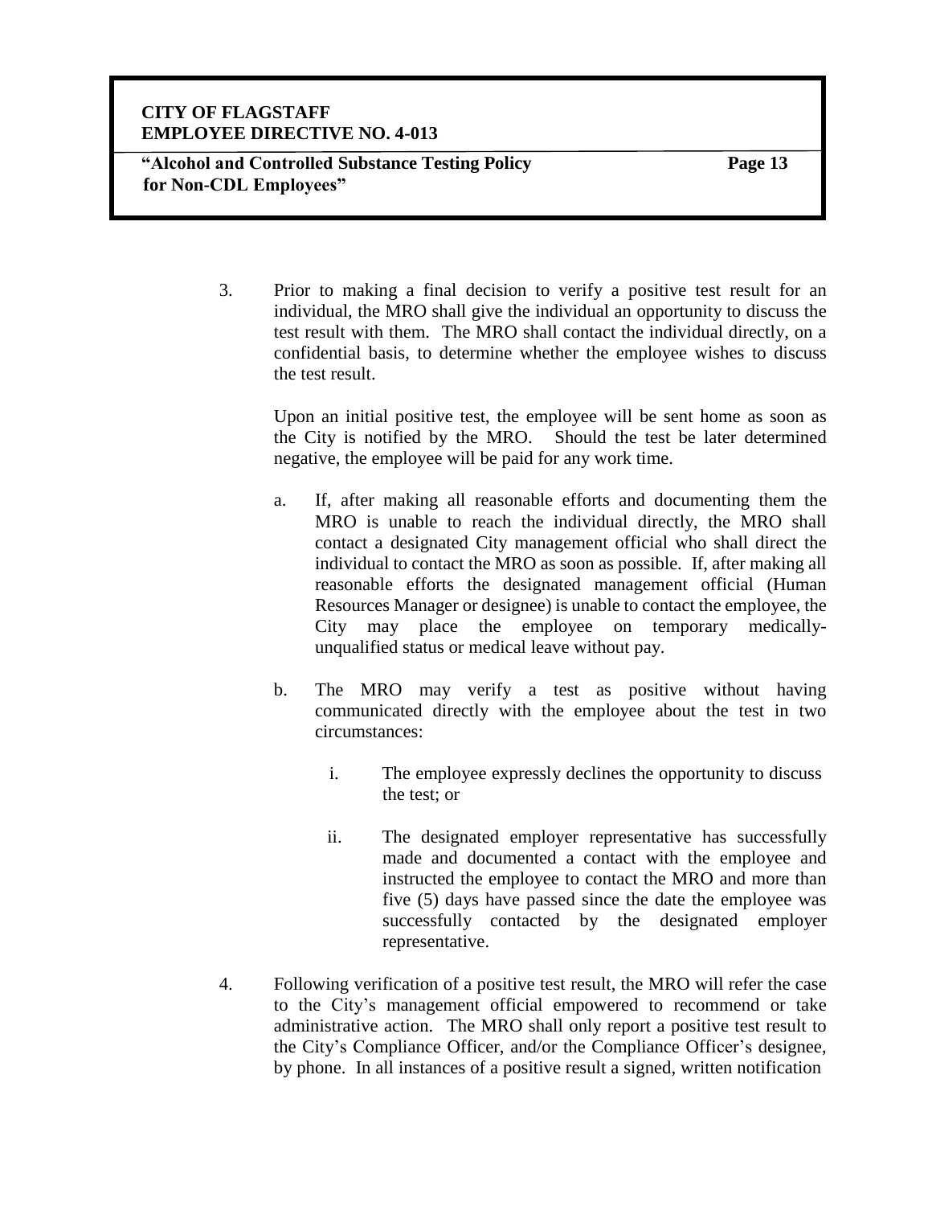3. Prior to making a final decision to verify a positive test result for an individual, the MRO shall give the individual an opportunity to discuss the test result with them. The MRO shall contact the individual directly, on a confidential basis, to determine whether the employee wishes to discuss the test result.

   Upon an initial positive test, the employee will be sent home as soon as the City is notified by the MRO. Should the test be later determined negative, the employee will be paid for any work time.

   a. If, after making all reasonable efforts and documenting them the MRO is unable to reach the individual directly, the MRO shall contact a designated City management official who shall direct the individual to contact the MRO as soon as possible. If, after making all reasonable efforts the designated management official (Human Resources Manager or designee) is unable to contact the employee, the City may place the employee on temporary medically-unqualified status or medical leave without pay.

   b. The MRO may verify a test as positive without having communicated directly with the employee about the test in two circumstances:

      i. The employee expressly declines the opportunity to discuss the test; or

      ii. The designated employer representative has successfully made and documented a contact with the employee and instructed the employee to contact the MRO and more than five (5) days have passed since the date the employee was successfully contacted by the designated employer representative.

4. Following verification of a positive test result, the MRO will refer the case to the City's management official empowered to recommend or take administrative action. The MRO shall only report a positive test result to the City's Compliance Officer, and/or the Compliance Officer's designee, by phone. In all instances of a positive result a signed, written notification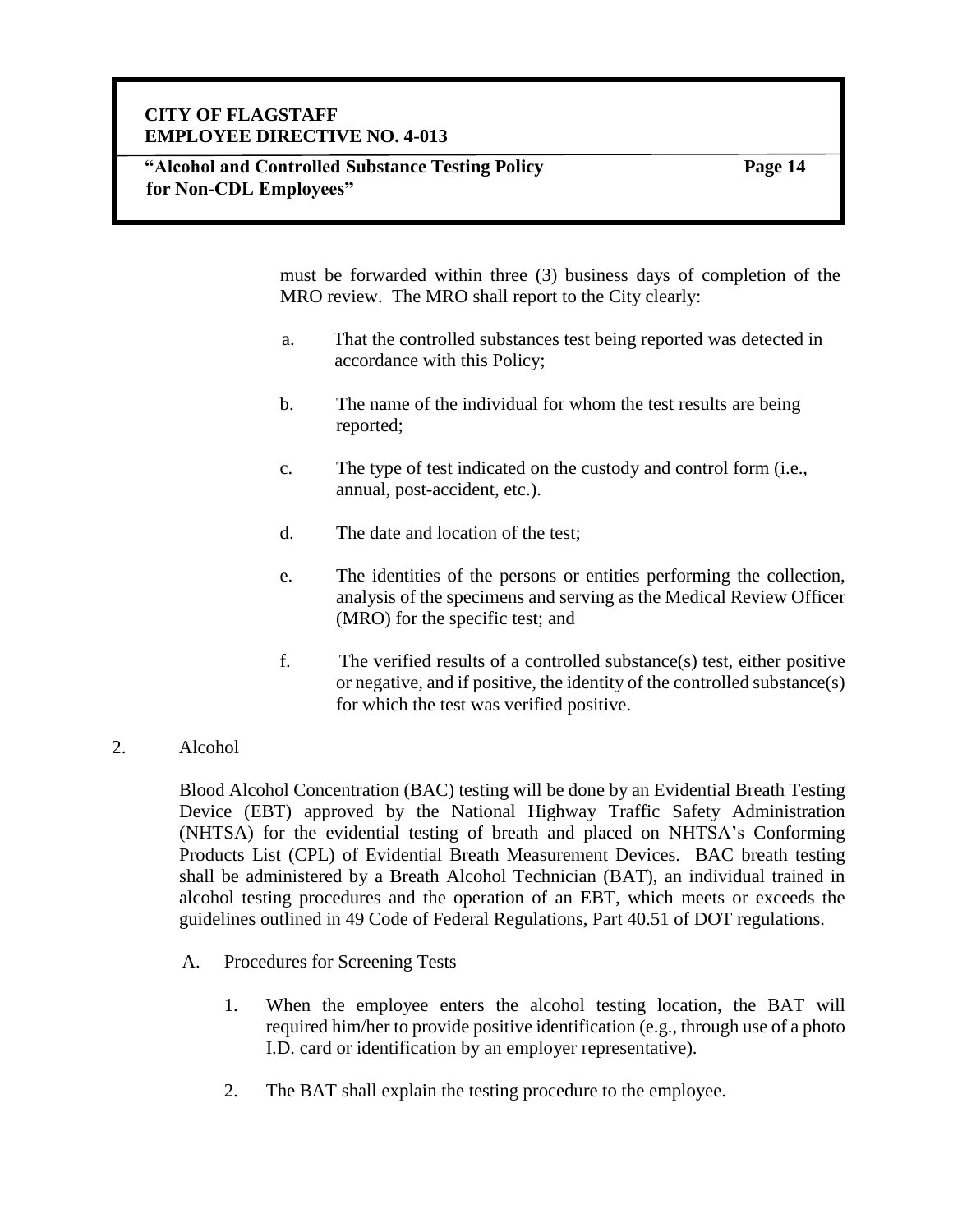must be forwarded within three (3) business days of completion of the MRO review. The MRO shall report to the City clearly:

a. That the controlled substances test being reported was detected in accordance with this Policy;

b. The name of the individual for whom the test results are being reported;

c. The type of test indicated on the custody and control form (i.e., annual, post-accident, etc.).

d. The date and location of the test;

e. The identities of the persons or entities performing the collection, analysis of the specimens and serving as the Medical Review Officer (MRO) for the specific test; and

f. The verified results of a controlled substance(s) test, either positive or negative, and if positive, the identity of the controlled substance(s) for which the test was verified positive.

2. Alcohol

Blood Alcohol Concentration (BAC) testing will be done by an Evidential Breath Testing Device (EBT) approved by the National Highway Traffic Safety Administration (NHTSA) for the evidential testing of breath and placed on NHTSA's Conforming Products List (CPL) of Evidential Breath Measurement Devices. BAC breath testing shall be administered by a Breath Alcohol Technician (BAT), an individual trained in alcohol testing procedures and the operation of an EBT, which meets or exceeds the guidelines outlined in 49 Code of Federal Regulations, Part 40.51 of DOT regulations.

A. Procedures for Screening Tests

1. When the employee enters the alcohol testing location, the BAT will required him/her to provide positive identification (e.g., through use of a photo I.D. card or identification by an employer representative).

2. The BAT shall explain the testing procedure to the employee.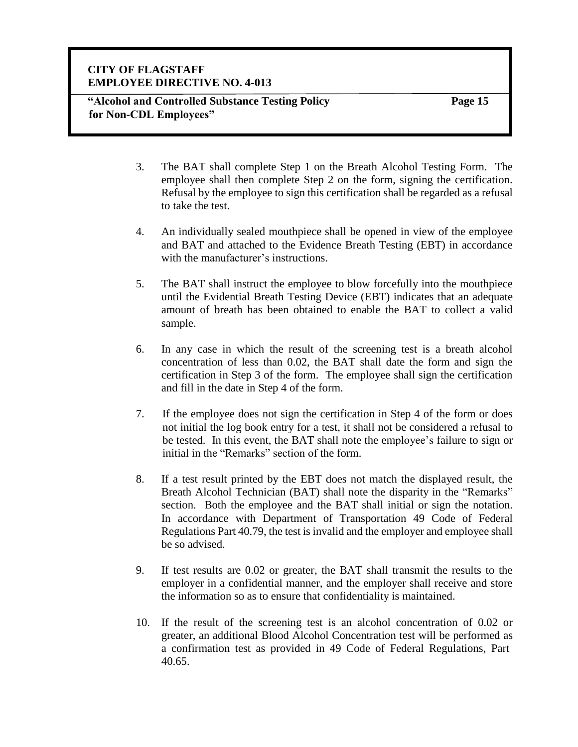3. The BAT shall complete Step 1 on the Breath Alcohol Testing Form. The employee shall then complete Step 2 on the form, signing the certification. Refusal by the employee to sign this certification shall be regarded as a refusal to take the test.

4. An individually sealed mouthpiece shall be opened in view of the employee and BAT and attached to the Evidence Breath Testing (EBT) in accordance with the manufacturer's instructions.

5. The BAT shall instruct the employee to blow forcefully into the mouthpiece until the Evidential Breath Testing Device (EBT) indicates that an adequate amount of breath has been obtained to enable the BAT to collect a valid sample.

6. In any case in which the result of the screening test is a breath alcohol concentration of less than 0.02, the BAT shall date the form and sign the certification in Step 3 of the form. The employee shall sign the certification and fill in the date in Step 4 of the form.

7. If the employee does not sign the certification in Step 4 of the form or does not initial the log book entry for a test, it shall not be considered a refusal to be tested. In this event, the BAT shall note the employee's failure to sign or initial in the "Remarks" section of the form.

8. If a test result printed by the EBT does not match the displayed result, the Breath Alcohol Technician (BAT) shall note the disparity in the "Remarks" section. Both the employee and the BAT shall initial or sign the notation. In accordance with Department of Transportation 49 Code of Federal Regulations Part 40.79, the test is invalid and the employer and employee shall be so advised.

9. If test results are 0.02 or greater, the BAT shall transmit the results to the employer in a confidential manner, and the employer shall receive and store the information so as to ensure that confidentiality is maintained.

10. If the result of the screening test is an alcohol concentration of 0.02 or greater, an additional Blood Alcohol Concentration test will be performed as a confirmation test as provided in 49 Code of Federal Regulations, Part 40.65.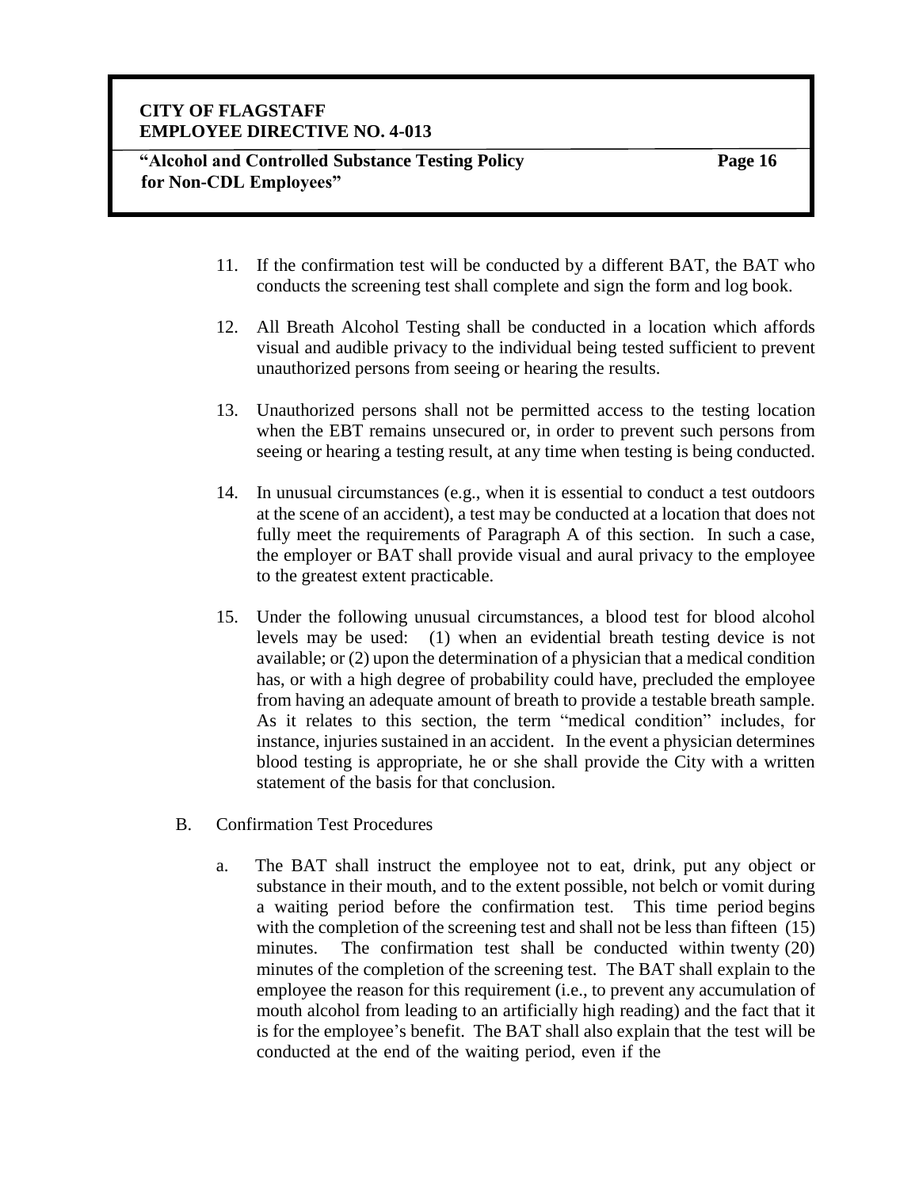11. If the confirmation test will be conducted by a different BAT, the BAT who conducts the screening test shall complete and sign the form and log book.

12. All Breath Alcohol Testing shall be conducted in a location which affords visual and audible privacy to the individual being tested sufficient to prevent unauthorized persons from seeing or hearing the results.

13. Unauthorized persons shall not be permitted access to the testing location when the EBT remains unsecured or, in order to prevent such persons from seeing or hearing a testing result, at any time when testing is being conducted.

14. In unusual circumstances (e.g., when it is essential to conduct a test outdoors at the scene of an accident), a test may be conducted at a location that does not fully meet the requirements of Paragraph A of this section. In such a case, the employer or BAT shall provide visual and aural privacy to the employee to the greatest extent practicable.

15. Under the following unusual circumstances, a blood test for blood alcohol levels may be used: (1) when an evidential breath testing device is not available; or (2) upon the determination of a physician that a medical condition has, or with a high degree of probability could have, precluded the employee from having an adequate amount of breath to provide a testable breath sample. As it relates to this section, the term "medical condition" includes, for instance, injuries sustained in an accident. In the event a physician determines blood testing is appropriate, he or she shall provide the City with a written statement of the basis for that conclusion.

B. Confirmation Test Procedures

a. The BAT shall instruct the employee not to eat, drink, put any object or substance in their mouth, and to the extent possible, not belch or vomit during a waiting period before the confirmation test. This time period begins with the completion of the screening test and shall not be less than fifteen (15) minutes. The confirmation test shall be conducted within twenty (20) minutes of the completion of the screening test. The BAT shall explain to the employee the reason for this requirement (i.e., to prevent any accumulation of mouth alcohol from leading to an artificially high reading) and the fact that it is for the employee's benefit. The BAT shall also explain that the test will be conducted at the end of the waiting period, even if the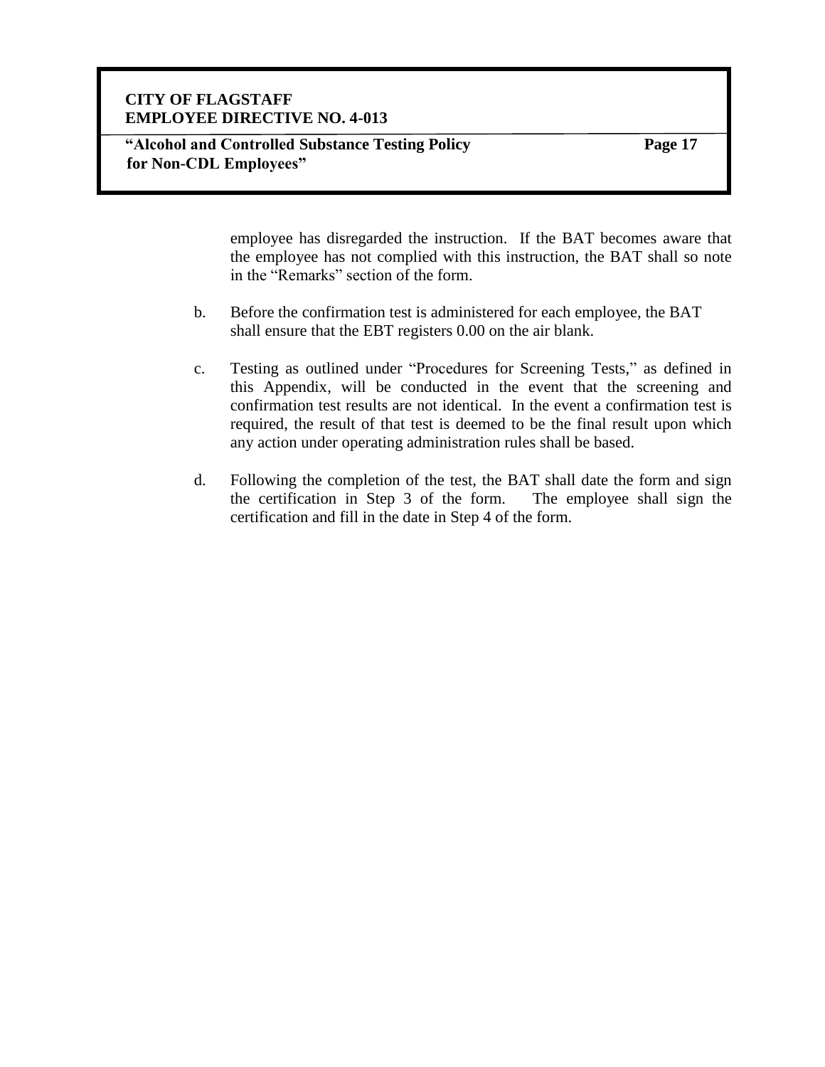employee has disregarded the instruction. If the BAT becomes aware that the employee has not complied with this instruction, the BAT shall so note in the "Remarks" section of the form.

b. Before the confirmation test is administered for each employee, the BAT shall ensure that the EBT registers 0.00 on the air blank.

c. Testing as outlined under "Procedures for Screening Tests," as defined in this Appendix, will be conducted in the event that the screening and confirmation test results are not identical. In the event a confirmation test is required, the result of that test is deemed to be the final result upon which any action under operating administration rules shall be based.

d. Following the completion of the test, the BAT shall date the form and sign the certification in Step 3 of the form. The employee shall sign the certification and fill in the date in Step 4 of the form.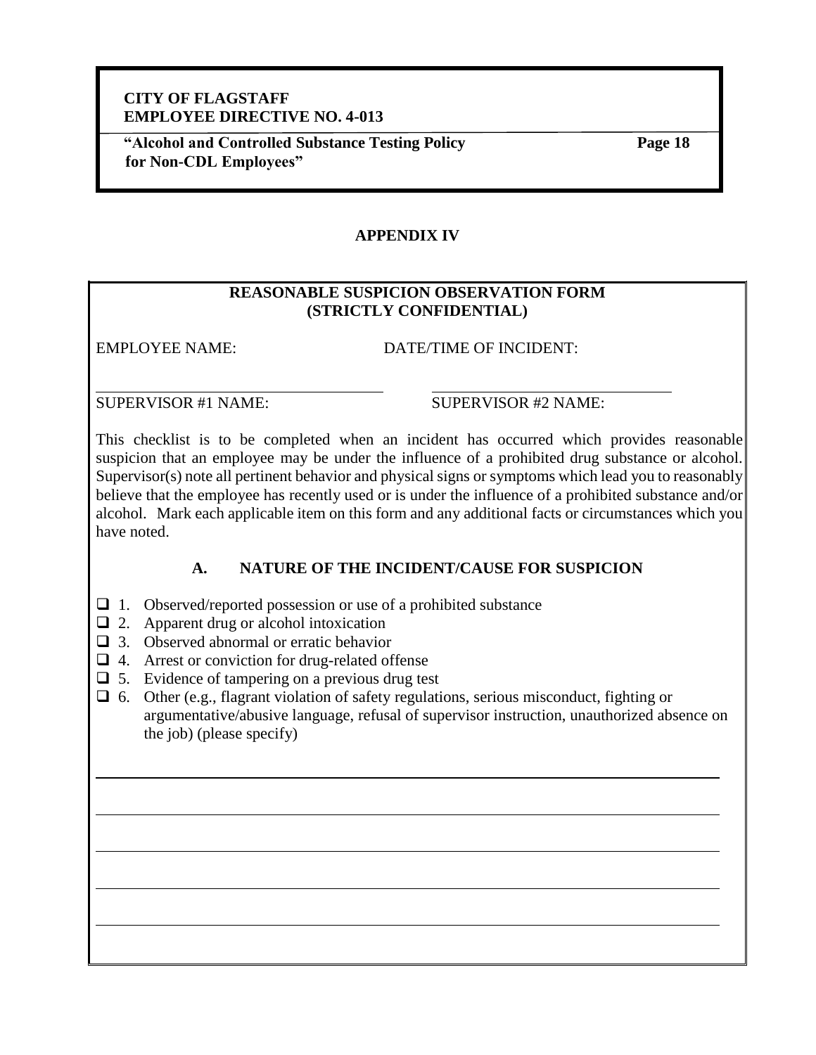## APPENDIX IV

### REASONABLE SUSPICION OBSERVATION FORM
### (STRICTLY CONFIDENTIAL)

EMPLOYEE NAME: DATE/TIME OF INCIDENT:

\_\_\_\_\_\_\_\_\_\_\_\_\_\_\_\_\_\_\_\_\_\_\_\_\_\_\_\_\_\_ \_\_\_\_\_\_\_\_\_\_\_\_\_\_\_\_\_\_\_\_\_\_\_\_\_\_\_\_\_\_

SUPERVISOR #1 NAME: SUPERVISOR #2 NAME:

This checklist is to be completed when an incident has occurred which provides reasonable suspicion that an employee may be under the influence of a prohibited drug substance or alcohol. Supervisor(s) note all pertinent behavior and physical signs or symptoms which lead you to reasonably believe that the employee has recently used or is under the influence of a prohibited substance and/or alcohol. Mark each applicable item on this form and any additional facts or circumstances which you have noted.

### A. NATURE OF THE INCIDENT/CAUSE FOR SUSPICION

- ☐ 1. Observed/reported possession or use of a prohibited substance
- ☐ 2. Apparent drug or alcohol intoxication
- ☐ 3. Observed abnormal or erratic behavior
- ☐ 4. Arrest or conviction for drug-related offense
- ☐ 5. Evidence of tampering on a previous drug test
- ☐ 6. Other (e.g., flagrant violation of safety regulations, serious misconduct, fighting or argumentative/abusive language, refusal of supervisor instruction, unauthorized absence on the job) (please specify)

\_\_\_\_\_\_\_\_\_\_\_\_\_\_\_\_\_\_\_\_\_\_\_\_\_\_\_\_\_\_\_\_\_\_\_\_\_\_\_\_\_\_\_\_\_\_\_\_\_\_\_\_\_\_\_\_\_\_\_\_

\_\_\_\_\_\_\_\_\_\_\_\_\_\_\_\_\_\_\_\_\_\_\_\_\_\_\_\_\_\_\_\_\_\_\_\_\_\_\_\_\_\_\_\_\_\_\_\_\_\_\_\_\_\_\_\_\_\_\_\_

\_\_\_\_\_\_\_\_\_\_\_\_\_\_\_\_\_\_\_\_\_\_\_\_\_\_\_\_\_\_\_\_\_\_\_\_\_\_\_\_\_\_\_\_\_\_\_\_\_\_\_\_\_\_\_\_\_\_\_\_

\_\_\_\_\_\_\_\_\_\_\_\_\_\_\_\_\_\_\_\_\_\_\_\_\_\_\_\_\_\_\_\_\_\_\_\_\_\_\_\_\_\_\_\_\_\_\_\_\_\_\_\_\_\_\_\_\_\_\_\_

\_\_\_\_\_\_\_\_\_\_\_\_\_\_\_\_\_\_\_\_\_\_\_\_\_\_\_\_\_\_\_\_\_\_\_\_\_\_\_\_\_\_\_\_\_\_\_\_\_\_\_\_\_\_\_\_\_\_\_\_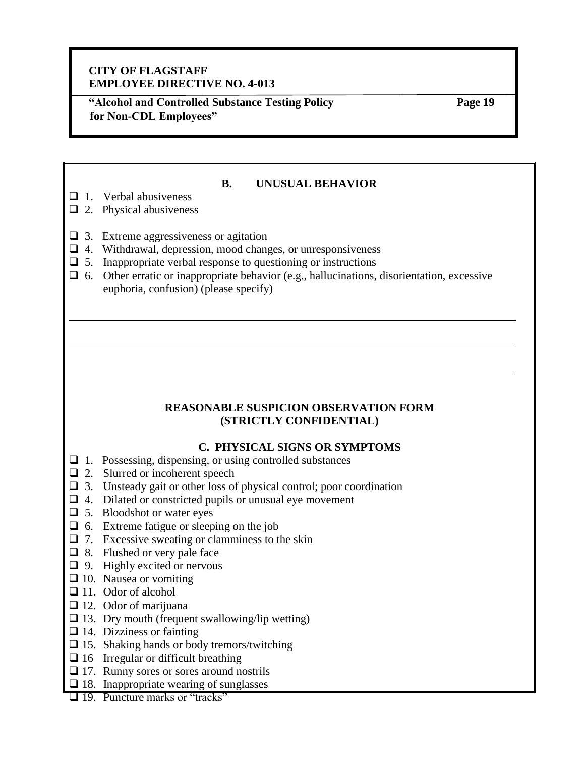## B. UNUSUAL BEHAVIOR

- ❑ 1. Verbal abusiveness
- ❑ 2. Physical abusiveness
- ❑ 3. Extreme aggressiveness or agitation
- ❑ 4. Withdrawal, depression, mood changes, or unresponsiveness
- ❑ 5. Inappropriate verbal response to questioning or instructions
- ❑ 6. Other erratic or inappropriate behavior (e.g., hallucinations, disorientation, excessive euphoria, confusion) (please specify)

______________________________________________________________________

______________________________________________________________________

______________________________________________________________________

## REASONABLE SUSPICION OBSERVATION FORM (STRICTLY CONFIDENTIAL)

## C. PHYSICAL SIGNS OR SYMPTOMS

- ❑ 1. Possessing, dispensing, or using controlled substances
- ❑ 2. Slurred or incoherent speech
- ❑ 3. Unsteady gait or other loss of physical control; poor coordination
- ❑ 4. Dilated or constricted pupils or unusual eye movement
- ❑ 5. Bloodshot or water eyes
- ❑ 6. Extreme fatigue or sleeping on the job
- ❑ 7. Excessive sweating or clamminess to the skin
- ❑ 8. Flushed or very pale face
- ❑ 9. Highly excited or nervous
- ❑ 10. Nausea or vomiting
- ❑ 11. Odor of alcohol
- ❑ 12. Odor of marijuana
- ❑ 13. Dry mouth (frequent swallowing/lip wetting)
- ❑ 14. Dizziness or fainting
- ❑ 15. Shaking hands or body tremors/twitching
- ❑ 16 Irregular or difficult breathing
- ❑ 17. Runny sores or sores around nostrils
- ❑ 18. Inappropriate wearing of sunglasses
- ❑ 19. Puncture marks or "tracks"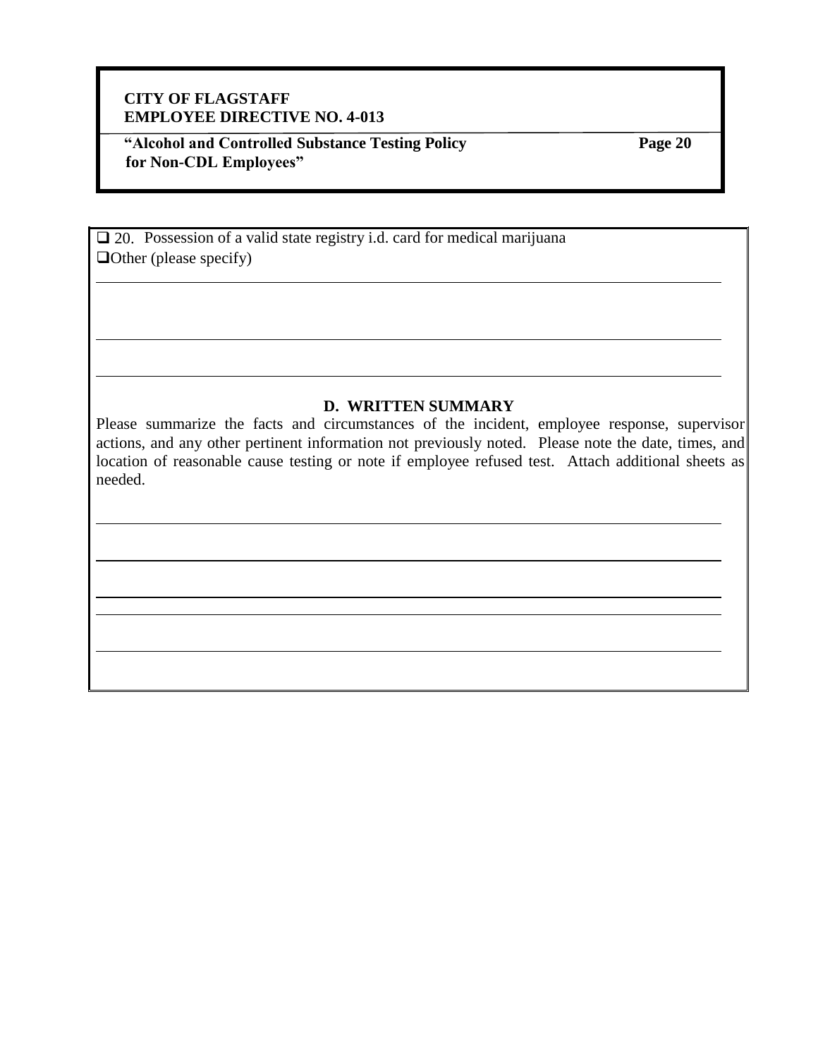❑ 20. Possession of a valid state registry i.d. card for medical marijuana

❑Other (please specify)

______________________________________________________________________________

______________________________________________________________________________

______________________________________________________________________________

### D. WRITTEN SUMMARY

Please summarize the facts and circumstances of the incident, employee response, supervisor actions, and any other pertinent information not previously noted. Please note the date, times, and location of reasonable cause testing or note if employee refused test. Attach additional sheets as needed.

______________________________________________________________________________

______________________________________________________________________________

______________________________________________________________________________

______________________________________________________________________________

______________________________________________________________________________